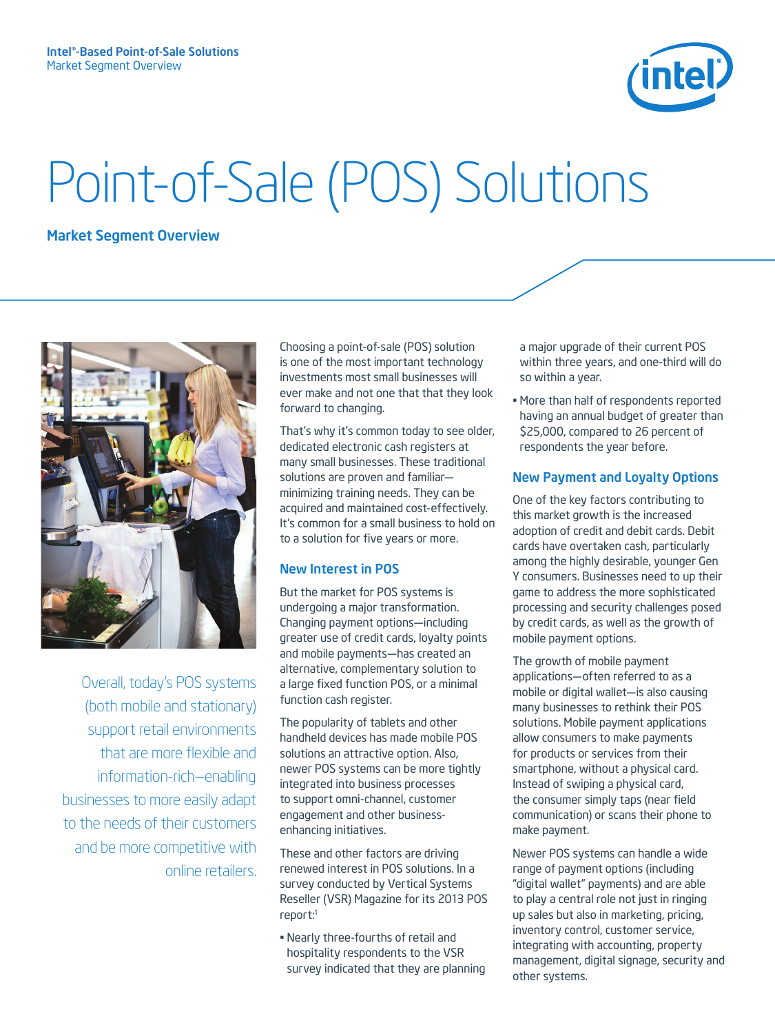Intel®-Based Point-of-Sale Solutions
Market Segment Overview

# Point-of-Sale (POS) Solutions

## Market Segment Overview

Overall, today's POS systems (both mobile and stationary) support retail environments that are more flexible and information-rich—enabling businesses to more easily adapt to the needs of their customers and be more competitive with online retailers.

Choosing a point-of-sale (POS) solution is one of the most important technology investments most small businesses will ever make and not one that that they look forward to changing.

That's why it's common today to see older, dedicated electronic cash registers at many small businesses. These traditional solutions are proven and familiar—minimizing training needs. They can be acquired and maintained cost-effectively. It's common for a small business to hold on to a solution for five years or more.

### New Interest in POS

But the market for POS systems is undergoing a major transformation. Changing payment options—including greater use of credit cards, loyalty points and mobile payments—has created an alternative, complementary solution to a large fixed function POS, or a minimal function cash register.

The popularity of tablets and other handheld devices has made mobile POS solutions an attractive option. Also, newer POS systems can be more tightly integrated into business processes to support omni-channel, customer engagement and other business-enhancing initiatives.

These and other factors are driving renewed interest in POS solutions. In a survey conducted by Vertical Systems Reseller (VSR) Magazine for its 2013 POS report:[1]

- Nearly three-fourths of retail and hospitality respondents to the VSR survey indicated that they are planning a major upgrade of their current POS within three years, and one-third will do so within a year.
- More than half of respondents reported having an annual budget of greater than $25,000, compared to 26 percent of respondents the year before.

### New Payment and Loyalty Options

One of the key factors contributing to this market growth is the increased adoption of credit and debit cards. Debit cards have overtaken cash, particularly among the highly desirable, younger Gen Y consumers. Businesses need to up their game to address the more sophisticated processing and security challenges posed by credit cards, as well as the growth of mobile payment options.

The growth of mobile payment applications—often referred to as a mobile or digital wallet—is also causing many businesses to rethink their POS solutions. Mobile payment applications allow consumers to make payments for products or services from their smartphone, without a physical card. Instead of swiping a physical card, the consumer simply taps (near field communication) or scans their phone to make payment.

Newer POS systems can handle a wide range of payment options (including "digital wallet" payments) and are able to play a central role not just in ringing up sales but also in marketing, pricing, inventory control, customer service, integrating with accounting, property management, digital signage, security and other systems.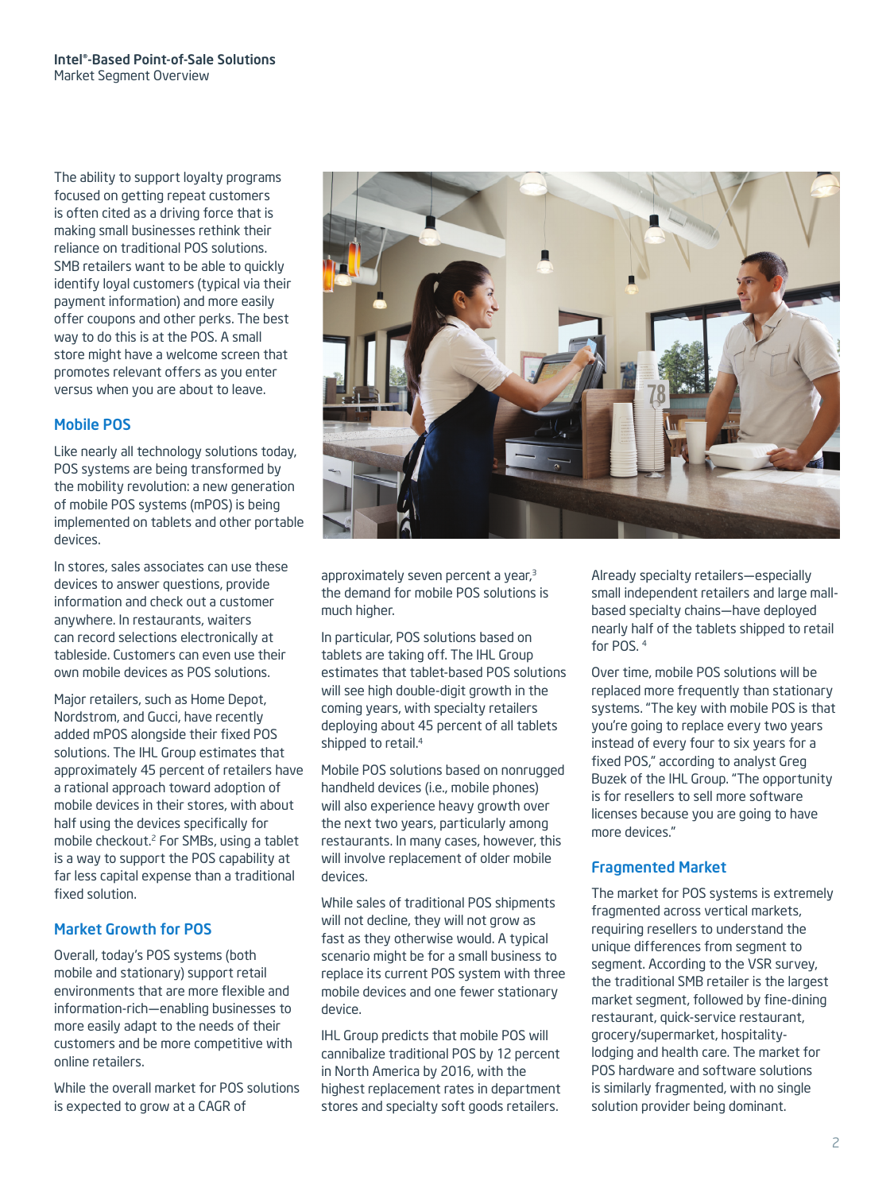The ability to support loyalty programs focused on getting repeat customers is often cited as a driving force that is making small businesses rethink their reliance on traditional POS solutions. SMB retailers want to be able to quickly identify loyal customers (typical via their payment information) and more easily offer coupons and other perks. The best way to do this is at the POS. A small store might have a welcome screen that promotes relevant offers as you enter versus when you are about to leave.

## Mobile POS

Like nearly all technology solutions today, POS systems are being transformed by the mobility revolution: a new generation of mobile POS systems (mPOS) is being implemented on tablets and other portable devices.

In stores, sales associates can use these devices to answer questions, provide information and check out a customer anywhere. In restaurants, waiters can record selections electronically at tableside. Customers can even use their own mobile devices as POS solutions.

Major retailers, such as Home Depot, Nordstrom, and Gucci, have recently added mPOS alongside their fixed POS solutions. The IHL Group estimates that approximately 45 percent of retailers have a rational approach toward adoption of mobile devices in their stores, with about half using the devices specifically for mobile checkout.[2] For SMBs, using a tablet is a way to support the POS capability at far less capital expense than a traditional fixed solution.

## Market Growth for POS

Overall, today's POS systems (both mobile and stationary) support retail environments that are more flexible and information-rich—enabling businesses to more easily adapt to the needs of their customers and be more competitive with online retailers.

While the overall market for POS solutions is expected to grow at a CAGR of approximately seven percent a year,[3] the demand for mobile POS solutions is much higher.

In particular, POS solutions based on tablets are taking off. The IHL Group estimates that tablet-based POS solutions will see high double-digit growth in the coming years, with specialty retailers deploying about 45 percent of all tablets shipped to retail.[4]

Mobile POS solutions based on nonrugged handheld devices (i.e., mobile phones) will also experience heavy growth over the next two years, particularly among restaurants. In many cases, however, this will involve replacement of older mobile devices.

While sales of traditional POS shipments will not decline, they will not grow as fast as they otherwise would. A typical scenario might be for a small business to replace its current POS system with three mobile devices and one fewer stationary device.

IHL Group predicts that mobile POS will cannibalize traditional POS by 12 percent in North America by 2016, with the highest replacement rates in department stores and specialty soft goods retailers.

Already specialty retailers—especially small independent retailers and large mall-based specialty chains—have deployed nearly half of the tablets shipped to retail for POS.[4]

Over time, mobile POS solutions will be replaced more frequently than stationary systems. "The key with mobile POS is that you're going to replace every two years instead of every four to six years for a fixed POS," according to analyst Greg Buzek of the IHL Group. "The opportunity is for resellers to sell more software licenses because you are going to have more devices."

## Fragmented Market

The market for POS systems is extremely fragmented across vertical markets, requiring resellers to understand the unique differences from segment to segment. According to the VSR survey, the traditional SMB retailer is the largest market segment, followed by fine-dining restaurant, quick-service restaurant, grocery/supermarket, hospitality-lodging and health care. The market for POS hardware and software solutions is similarly fragmented, with no single solution provider being dominant.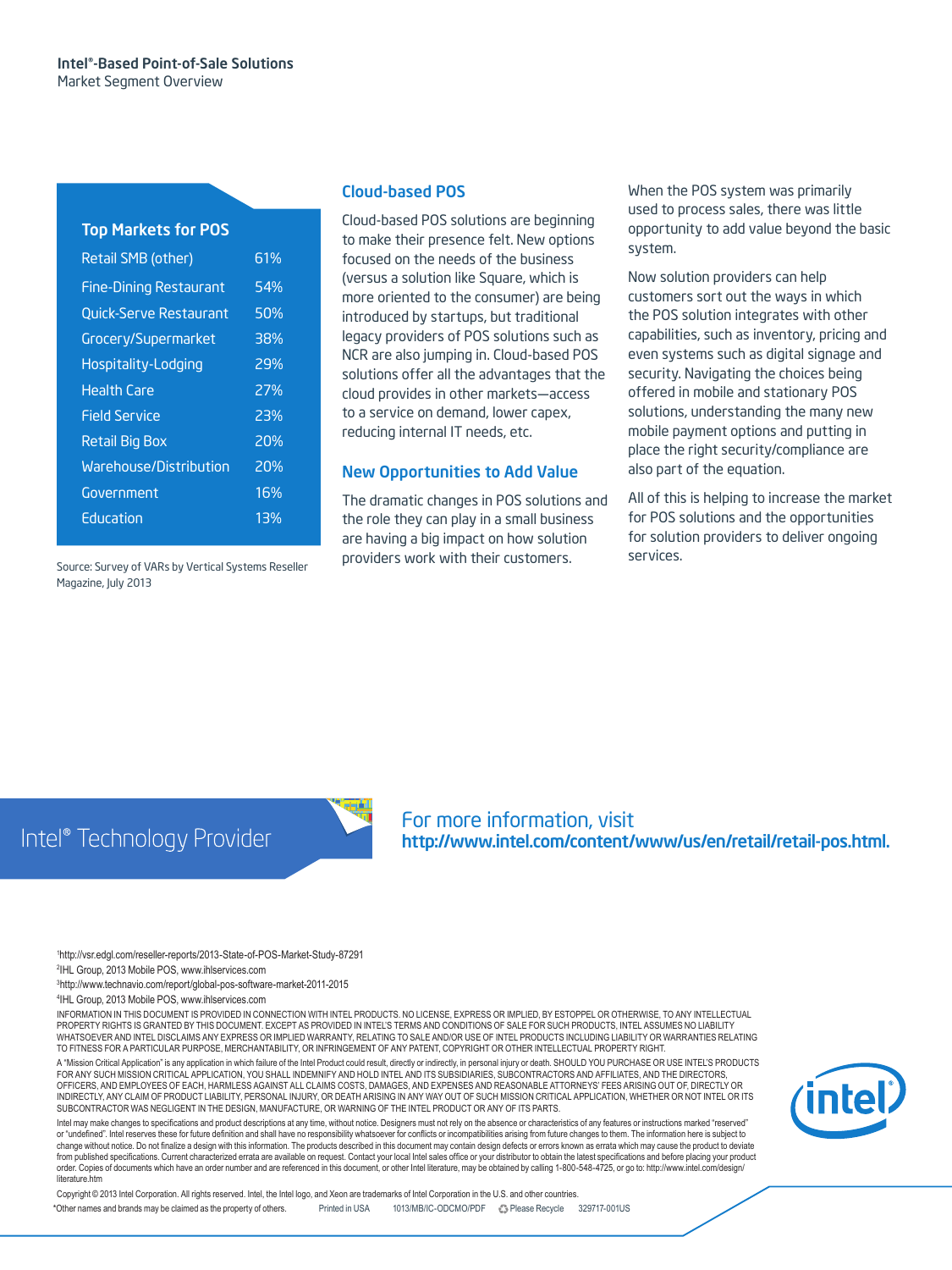## Top Markets for POS

| | |
|---|---|
| Retail SMB (other) | 61% |
| Fine-Dining Restaurant | 54% |
| Quick-Serve Restaurant | 50% |
| Grocery/Supermarket | 38% |
| Hospitality-Lodging | 29% |
| Health Care | 27% |
| Field Service | 23% |
| Retail Big Box | 20% |
| Warehouse/Distribution | 20% |
| Government | 16% |
| Education | 13% |

Source: Survey of VARs by Vertical Systems Reseller Magazine, July 2013

## Cloud-based POS

Cloud-based POS solutions are beginning to make their presence felt. New options focused on the needs of the business (versus a solution like Square, which is more oriented to the consumer) are being introduced by startups, but traditional legacy providers of POS solutions such as NCR are also jumping in. Cloud-based POS solutions offer all the advantages that the cloud provides in other markets—access to a service on demand, lower capex, reducing internal IT needs, etc.

## New Opportunities to Add Value

The dramatic changes in POS solutions and the role they can play in a small business are having a big impact on how solution providers work with their customers.

When the POS system was primarily used to process sales, there was little opportunity to add value beyond the basic system.

Now solution providers can help customers sort out the ways in which the POS solution integrates with other capabilities, such as inventory, pricing and even systems such as digital signage and security. Navigating the choices being offered in mobile and stationary POS solutions, understanding the many new mobile payment options and putting in place the right security/compliance are also part of the equation.

All of this is helping to increase the market for POS solutions and the opportunities for solution providers to deliver ongoing services.

Intel® Technology Provider

For more information, visit **http://www.intel.com/content/www/us/en/retail/retail-pos.html.**

[1]http://vsr.edgl.com/reseller-reports/2013-State-of-POS-Market-Study-87291

[2]IHL Group, 2013 Mobile POS, www.ihlservices.com

[3]http://www.technavio.com/report/global-pos-software-market-2011-2015

[4]IHL Group, 2013 Mobile POS, www.ihlservices.com

INFORMATION IN THIS DOCUMENT IS PROVIDED IN CONNECTION WITH INTEL PRODUCTS. NO LICENSE, EXPRESS OR IMPLIED, BY ESTOPPEL OR OTHERWISE, TO ANY INTELLECTUAL PROPERTY RIGHTS IS GRANTED BY THIS DOCUMENT. EXCEPT AS PROVIDED IN INTEL'S TERMS AND CONDITIONS OF SALE FOR SUCH PRODUCTS, INTEL ASSUMES NO LIABILITY WHATSOEVER AND INTEL DISCLAIMS ANY EXPRESS OR IMPLIED WARRANTY, RELATING TO SALE AND/OR USE OF INTEL PRODUCTS INCLUDING LIABILITY OR WARRANTIES RELATING TO FITNESS FOR A PARTICULAR PURPOSE, MERCHANTABILITY, OR INFRINGEMENT OF ANY PATENT, COPYRIGHT OR OTHER INTELLECTUAL PROPERTY RIGHT.

A "Mission Critical Application" is any application in which failure of the Intel Product could result, directly or indirectly, in personal injury or death. SHOULD YOU PURCHASE OR USE INTEL'S PRODUCTS FOR ANY SUCH MISSION CRITICAL APPLICATION, YOU SHALL INDEMNIFY AND HOLD INTEL AND ITS SUBSIDIARIES, SUBCONTRACTORS AND AFFILIATES, AND THE DIRECTORS, OFFICERS, AND EMPLOYEES OF EACH, HARMLESS AGAINST ALL CLAIMS COSTS, DAMAGES, AND EXPENSES AND REASONABLE ATTORNEYS' FEES ARISING OUT OF, DIRECTLY OR INDIRECTLY, ANY CLAIM OF PRODUCT LIABILITY, PERSONAL INJURY, OR DEATH ARISING IN ANY WAY OUT OF SUCH MISSION CRITICAL APPLICATION, WHETHER OR NOT INTEL OR ITS SUBCONTRACTOR WAS NEGLIGENT IN THE DESIGN, MANUFACTURE, OR WARNING OF THE INTEL PRODUCT OR ANY OF ITS PARTS.

Intel may make changes to specifications and product descriptions at any time, without notice. Designers must not rely on the absence or characteristics of any features or instructions marked "reserved" or "undefined". Intel reserves these for future definition and shall have no responsibility whatsoever for conflicts or incompatibilities arising from future changes to them. The information here is subject to change without notice. Do not finalize a design with this information. The products described in this document may contain design defects or errors known as errata which may cause the product to deviate from published specifications. Current characterized errata are available on request. Contact your local Intel sales office or your distributor to obtain the latest specifications and before placing your product order. Copies of documents which have an order number and are referenced in this document, or other Intel literature, may be obtained by calling 1-800-548-4725, or go to: http://www.intel.com/design/literature.htm

Copyright © 2013 Intel Corporation. All rights reserved. Intel, the Intel logo, and Xeon are trademarks of Intel Corporation in the U.S. and other countries.

*Other names and brands may be claimed as the property of others. Printed in USA 1013/MB/IC-ODCMO/PDF Please Recycle 329717-001US